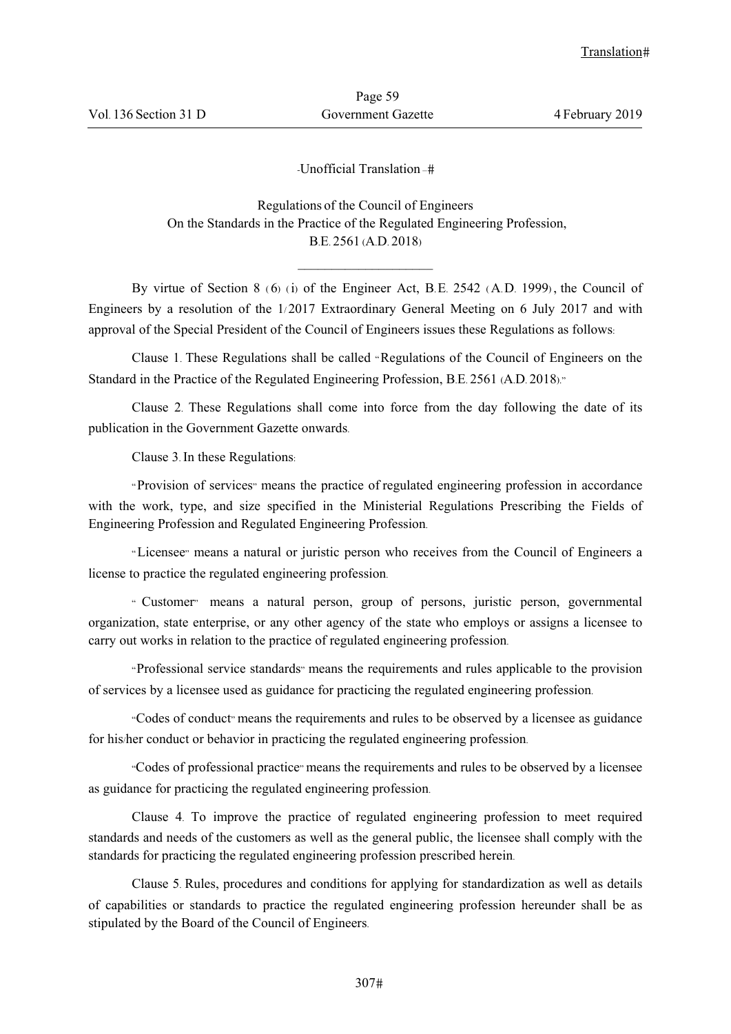-Unofficial Translation -

# Regulations of the Council of Engineers
## On the Standards in the Practice of the Regulated Engineering Profession, B.E. 2561 (A.D. 2018)

---

By virtue of Section 8 (6) (i) of the Engineer Act, B.E. 2542 (A.D. 1999), the Council of Engineers by a resolution of the 1/2017 Extraordinary General Meeting on 6 July 2017 and with approval of the Special President of the Council of Engineers issues these Regulations as follows:

Clause 1. These Regulations shall be called "Regulations of the Council of Engineers on the Standard in the Practice of the Regulated Engineering Profession, B.E. 2561 (A.D. 2018)."

Clause 2. These Regulations shall come into force from the day following the date of its publication in the Government Gazette onwards.

Clause 3. In these Regulations:

"Provision of services" means the practice of regulated engineering profession in accordance with the work, type, and size specified in the Ministerial Regulations Prescribing the Fields of Engineering Profession and Regulated Engineering Profession.

"Licensee" means a natural or juristic person who receives from the Council of Engineers a license to practice the regulated engineering profession.

"Customer" means a natural person, group of persons, juristic person, governmental organization, state enterprise, or any other agency of the state who employs or assigns a licensee to carry out works in relation to the practice of regulated engineering profession.

"Professional service standards" means the requirements and rules applicable to the provision of services by a licensee used as guidance for practicing the regulated engineering profession.

"Codes of conduct" means the requirements and rules to be observed by a licensee as guidance for his/her conduct or behavior in practicing the regulated engineering profession.

"Codes of professional practice" means the requirements and rules to be observed by a licensee as guidance for practicing the regulated engineering profession.

Clause 4. To improve the practice of regulated engineering profession to meet required standards and needs of the customers as well as the general public, the licensee shall comply with the standards for practicing the regulated engineering profession prescribed herein.

Clause 5. Rules, procedures and conditions for applying for standardization as well as details of capabilities or standards to practice the regulated engineering profession hereunder shall be as stipulated by the Board of the Council of Engineers.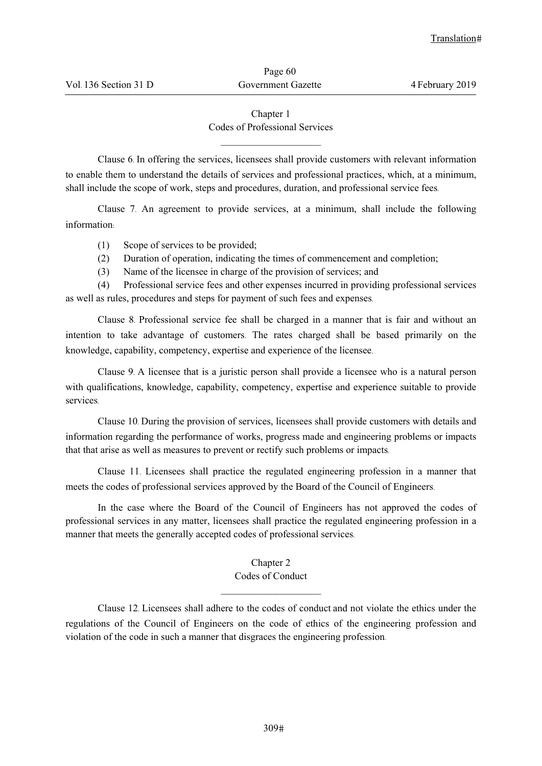## Chapter 1
## Codes of Professional Services

Clause 6. In offering the services, licensees shall provide customers with relevant information to enable them to understand the details of services and professional practices, which, at a minimum, shall include the scope of work, steps and procedures, duration, and professional service fees.

Clause 7. An agreement to provide services, at a minimum, shall include the following information:

(1) Scope of services to be provided;

(2) Duration of operation, indicating the times of commencement and completion;

(3) Name of the licensee in charge of the provision of services; and

(4) Professional service fees and other expenses incurred in providing professional services as well as rules, procedures and steps for payment of such fees and expenses.

Clause 8. Professional service fee shall be charged in a manner that is fair and without an intention to take advantage of customers. The rates charged shall be based primarily on the knowledge, capability, competency, expertise and experience of the licensee.

Clause 9. A licensee that is a juristic person shall provide a licensee who is a natural person with qualifications, knowledge, capability, competency, expertise and experience suitable to provide services.

Clause 10. During the provision of services, licensees shall provide customers with details and information regarding the performance of works, progress made and engineering problems or impacts that that arise as well as measures to prevent or rectify such problems or impacts.

Clause 11. Licensees shall practice the regulated engineering profession in a manner that meets the codes of professional services approved by the Board of the Council of Engineers.

In the case where the Board of the Council of Engineers has not approved the codes of professional services in any matter, licensees shall practice the regulated engineering profession in a manner that meets the generally accepted codes of professional services.

## Chapter 2
## Codes of Conduct

Clause 12. Licensees shall adhere to the codes of conduct and not violate the ethics under the regulations of the Council of Engineers on the code of ethics of the engineering profession and violation of the code in such a manner that disgraces the engineering profession.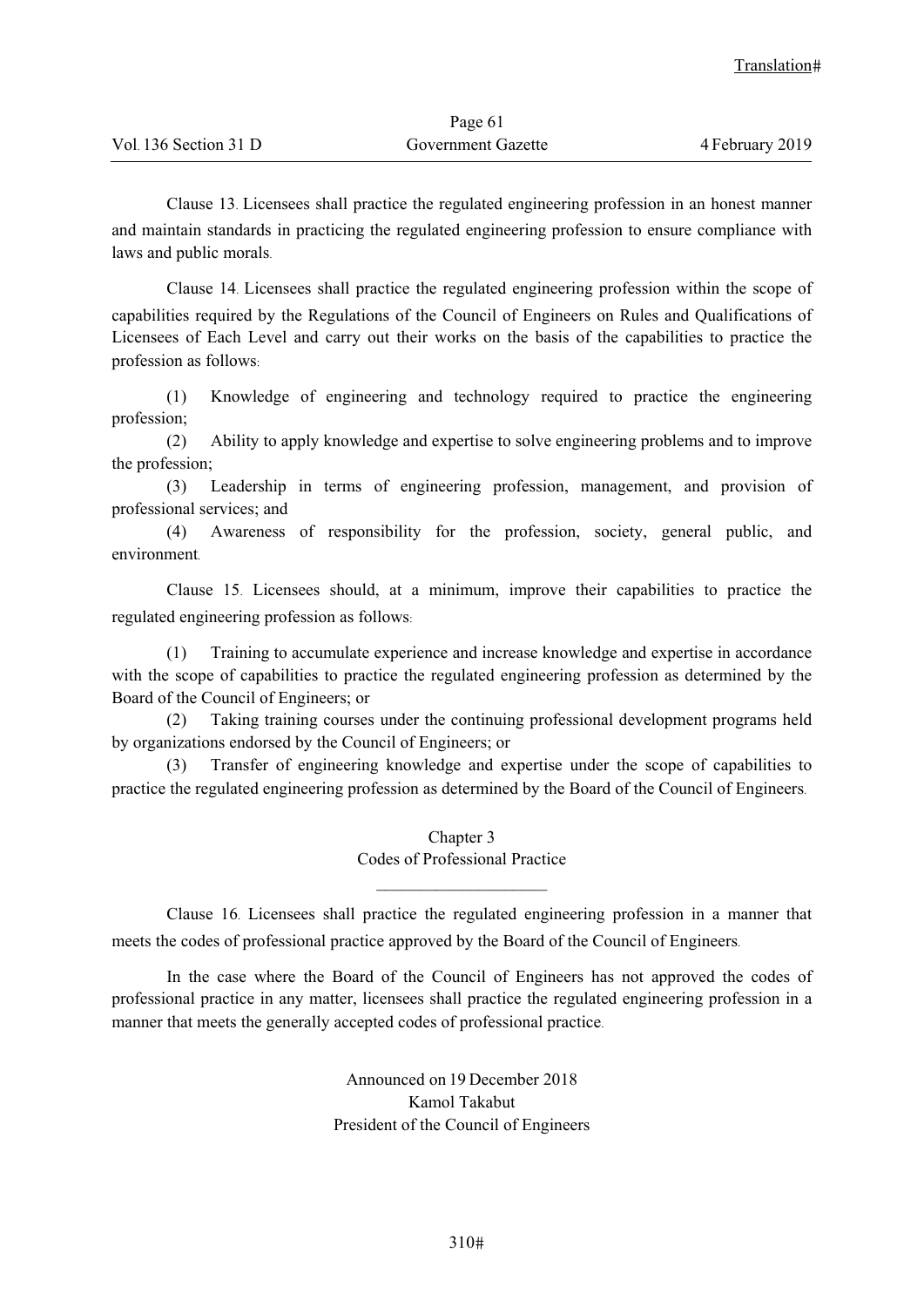Clause 13. Licensees shall practice the regulated engineering profession in an honest manner and maintain standards in practicing the regulated engineering profession to ensure compliance with laws and public morals.

Clause 14. Licensees shall practice the regulated engineering profession within the scope of capabilities required by the Regulations of the Council of Engineers on Rules and Qualifications of Licensees of Each Level and carry out their works on the basis of the capabilities to practice the profession as follows:

(1) Knowledge of engineering and technology required to practice the engineering profession;

(2) Ability to apply knowledge and expertise to solve engineering problems and to improve the profession;

(3) Leadership in terms of engineering profession, management, and provision of professional services; and

(4) Awareness of responsibility for the profession, society, general public, and environment.

Clause 15. Licensees should, at a minimum, improve their capabilities to practice the regulated engineering profession as follows:

(1) Training to accumulate experience and increase knowledge and expertise in accordance with the scope of capabilities to practice the regulated engineering profession as determined by the Board of the Council of Engineers; or

(2) Taking training courses under the continuing professional development programs held by organizations endorsed by the Council of Engineers; or

(3) Transfer of engineering knowledge and expertise under the scope of capabilities to practice the regulated engineering profession as determined by the Board of the Council of Engineers.

## Chapter 3
## Codes of Professional Practice

Clause 16. Licensees shall practice the regulated engineering profession in a manner that meets the codes of professional practice approved by the Board of the Council of Engineers.

In the case where the Board of the Council of Engineers has not approved the codes of professional practice in any matter, licensees shall practice the regulated engineering profession in a manner that meets the generally accepted codes of professional practice.

Announced on 19 December 2018
Kamol Takabut
President of the Council of Engineers